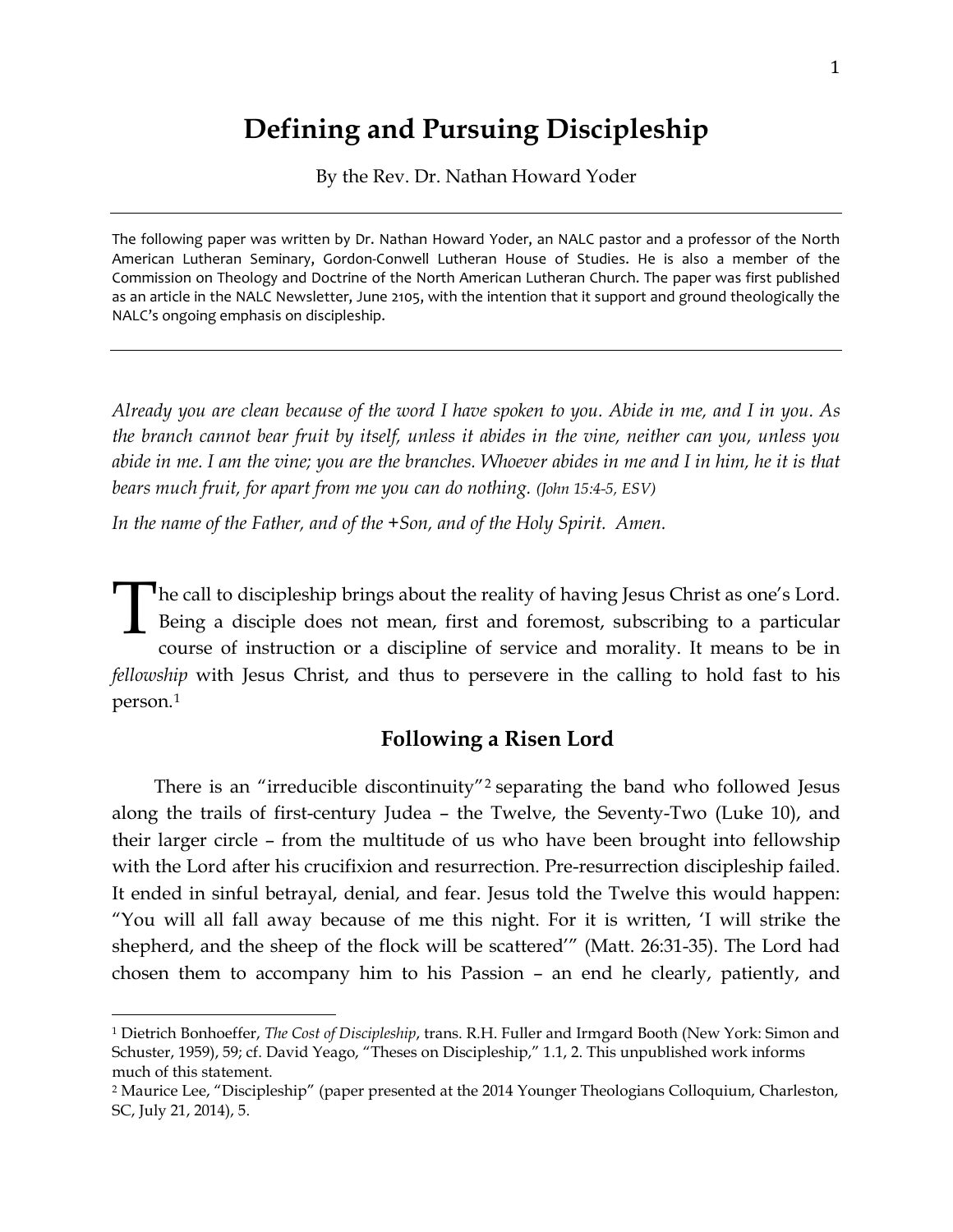# Defining and Pursuing Discipleship

By the Rev. Dr. Nathan Howard Yoder

---

The following paper was written by Dr. Nathan Howard Yoder, an NALC pastor and a professor of the North American Lutheran Seminary, Gordon-Conwell Lutheran House of Studies. He is also a member of the Commission on Theology and Doctrine of the North American Lutheran Church. The paper was first published as an article in the NALC Newsletter, June 2105, with the intention that it support and ground theologically the NALC's ongoing emphasis on discipleship.

---

*Already you are clean because of the word I have spoken to you. Abide in me, and I in you. As the branch cannot bear fruit by itself, unless it abides in the vine, neither can you, unless you abide in me. I am the vine; you are the branches. Whoever abides in me and I in him, he it is that bears much fruit, for apart from me you can do nothing. (John 15:4-5, ESV)*

*In the name of the Father, and of the +Son, and of the Holy Spirit. Amen.*

The call to discipleship brings about the reality of having Jesus Christ as one's Lord. Being a disciple does not mean, first and foremost, subscribing to a particular course of instruction or a discipline of service and morality. It means to be in *fellowship* with Jesus Christ, and thus to persevere in the calling to hold fast to his person.[1]

## Following a Risen Lord

There is an "irreducible discontinuity"[2] separating the band who followed Jesus along the trails of first-century Judea – the Twelve, the Seventy-Two (Luke 10), and their larger circle – from the multitude of us who have been brought into fellowship with the Lord after his crucifixion and resurrection. Pre-resurrection discipleship failed. It ended in sinful betrayal, denial, and fear. Jesus told the Twelve this would happen: "You will all fall away because of me this night. For it is written, 'I will strike the shepherd, and the sheep of the flock will be scattered'" (Matt. 26:31-35). The Lord had chosen them to accompany him to his Passion – an end he clearly, patiently, and

---

[1] Dietrich Bonhoeffer, *The Cost of Discipleship*, trans. R.H. Fuller and Irmgard Booth (New York: Simon and Schuster, 1959), 59; cf. David Yeago, "Theses on Discipleship," 1.1, 2. This unpublished work informs much of this statement.

[2] Maurice Lee, "Discipleship" (paper presented at the 2014 Younger Theologians Colloquium, Charleston, SC, July 21, 2014), 5.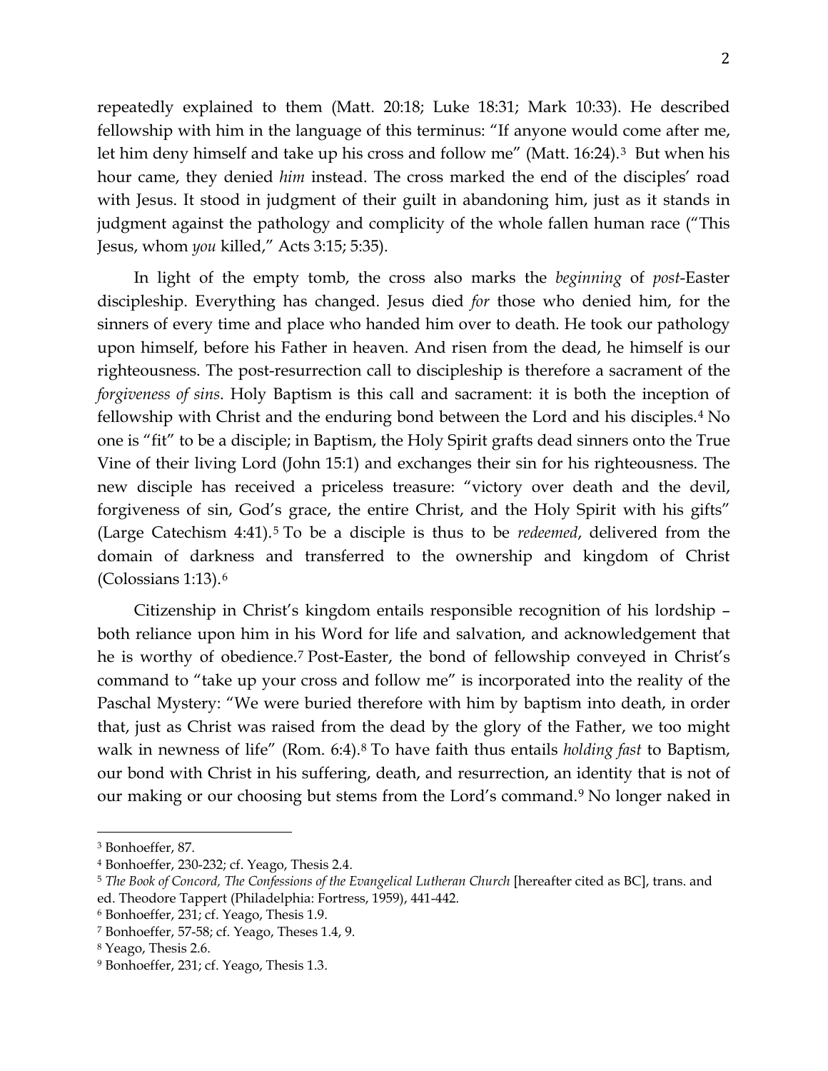repeatedly explained to them (Matt. 20:18; Luke 18:31; Mark 10:33). He described fellowship with him in the language of this terminus: "If anyone would come after me, let him deny himself and take up his cross and follow me" (Matt. 16:24).[3] But when his hour came, they denied *him* instead. The cross marked the end of the disciples' road with Jesus. It stood in judgment of their guilt in abandoning him, just as it stands in judgment against the pathology and complicity of the whole fallen human race ("This Jesus, whom *you* killed," Acts 3:15; 5:35).

In light of the empty tomb, the cross also marks the *beginning* of *post*-Easter discipleship. Everything has changed. Jesus died *for* those who denied him, for the sinners of every time and place who handed him over to death. He took our pathology upon himself, before his Father in heaven. And risen from the dead, he himself is our righteousness. The post-resurrection call to discipleship is therefore a sacrament of the *forgiveness of sins*. Holy Baptism is this call and sacrament: it is both the inception of fellowship with Christ and the enduring bond between the Lord and his disciples.[4] No one is "fit" to be a disciple; in Baptism, the Holy Spirit grafts dead sinners onto the True Vine of their living Lord (John 15:1) and exchanges their sin for his righteousness. The new disciple has received a priceless treasure: "victory over death and the devil, forgiveness of sin, God's grace, the entire Christ, and the Holy Spirit with his gifts" (Large Catechism 4:41).[5] To be a disciple is thus to be *redeemed*, delivered from the domain of darkness and transferred to the ownership and kingdom of Christ (Colossians 1:13).[6]

Citizenship in Christ's kingdom entails responsible recognition of his lordship – both reliance upon him in his Word for life and salvation, and acknowledgement that he is worthy of obedience.[7] Post-Easter, the bond of fellowship conveyed in Christ's command to "take up your cross and follow me" is incorporated into the reality of the Paschal Mystery: "We were buried therefore with him by baptism into death, in order that, just as Christ was raised from the dead by the glory of the Father, we too might walk in newness of life" (Rom. 6:4).[8] To have faith thus entails *holding fast* to Baptism, our bond with Christ in his suffering, death, and resurrection, an identity that is not of our making or our choosing but stems from the Lord's command.[9] No longer naked in

---

[3] Bonhoeffer, 87.

[4] Bonhoeffer, 230-232; cf. Yeago, Thesis 2.4.

[5] *The Book of Concord, The Confessions of the Evangelical Lutheran Church* [hereafter cited as BC], trans. and ed. Theodore Tappert (Philadelphia: Fortress, 1959), 441-442.

[6] Bonhoeffer, 231; cf. Yeago, Thesis 1.9.

[7] Bonhoeffer, 57-58; cf. Yeago, Theses 1.4, 9.

[8] Yeago, Thesis 2.6.

[9] Bonhoeffer, 231; cf. Yeago, Thesis 1.3.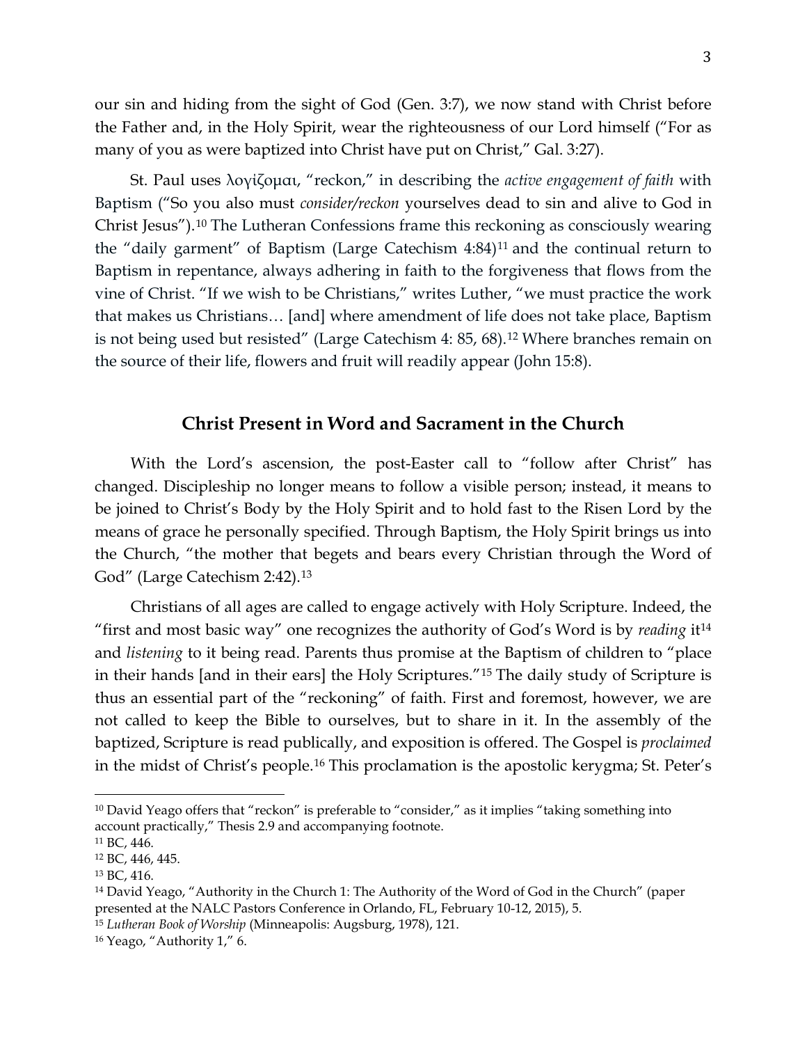our sin and hiding from the sight of God (Gen. 3:7), we now stand with Christ before the Father and, in the Holy Spirit, wear the righteousness of our Lord himself ("For as many of you as were baptized into Christ have put on Christ," Gal. 3:27).

St. Paul uses λογίζομαι, "reckon," in describing the *active engagement of faith* with Baptism ("So you also must *consider/reckon* yourselves dead to sin and alive to God in Christ Jesus").[10] The Lutheran Confessions frame this reckoning as consciously wearing the "daily garment" of Baptism (Large Catechism 4:84)[11] and the continual return to Baptism in repentance, always adhering in faith to the forgiveness that flows from the vine of Christ. "If we wish to be Christians," writes Luther, "we must practice the work that makes us Christians… [and] where amendment of life does not take place, Baptism is not being used but resisted" (Large Catechism 4: 85, 68).[12] Where branches remain on the source of their life, flowers and fruit will readily appear (John 15:8).

## Christ Present in Word and Sacrament in the Church

With the Lord's ascension, the post-Easter call to "follow after Christ" has changed. Discipleship no longer means to follow a visible person; instead, it means to be joined to Christ's Body by the Holy Spirit and to hold fast to the Risen Lord by the means of grace he personally specified. Through Baptism, the Holy Spirit brings us into the Church, "the mother that begets and bears every Christian through the Word of God" (Large Catechism 2:42).[13]

Christians of all ages are called to engage actively with Holy Scripture. Indeed, the "first and most basic way" one recognizes the authority of God's Word is by *reading* it[14] and *listening* to it being read. Parents thus promise at the Baptism of children to "place in their hands [and in their ears] the Holy Scriptures."[15] The daily study of Scripture is thus an essential part of the "reckoning" of faith. First and foremost, however, we are not called to keep the Bible to ourselves, but to share in it. In the assembly of the baptized, Scripture is read publically, and exposition is offered. The Gospel is *proclaimed* in the midst of Christ's people.[16] This proclamation is the apostolic kerygma; St. Peter's

---

[10] David Yeago offers that "reckon" is preferable to "consider," as it implies "taking something into account practically," Thesis 2.9 and accompanying footnote.

[11] BC, 446.

[12] BC, 446, 445.

[13] BC, 416.

[14] David Yeago, "Authority in the Church 1: The Authority of the Word of God in the Church" (paper presented at the NALC Pastors Conference in Orlando, FL, February 10-12, 2015), 5.

[15] *Lutheran Book of Worship* (Minneapolis: Augsburg, 1978), 121.

[16] Yeago, "Authority 1," 6.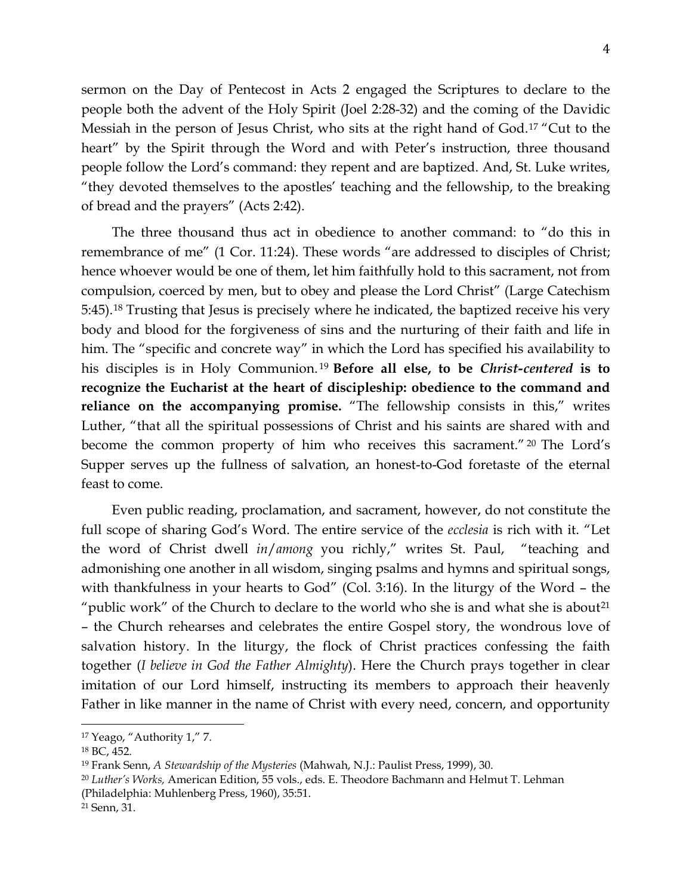sermon on the Day of Pentecost in Acts 2 engaged the Scriptures to declare to the people both the advent of the Holy Spirit (Joel 2:28-32) and the coming of the Davidic Messiah in the person of Jesus Christ, who sits at the right hand of God.[17] "Cut to the heart" by the Spirit through the Word and with Peter's instruction, three thousand people follow the Lord's command: they repent and are baptized. And, St. Luke writes, "they devoted themselves to the apostles' teaching and the fellowship, to the breaking of bread and the prayers" (Acts 2:42).

The three thousand thus act in obedience to another command: to "do this in remembrance of me" (1 Cor. 11:24). These words "are addressed to disciples of Christ; hence whoever would be one of them, let him faithfully hold to this sacrament, not from compulsion, coerced by men, but to obey and please the Lord Christ" (Large Catechism 5:45).[18] Trusting that Jesus is precisely where he indicated, the baptized receive his very body and blood for the forgiveness of sins and the nurturing of their faith and life in him. The "specific and concrete way" in which the Lord has specified his availability to his disciples is in Holy Communion.[19] **Before all else, to be *Christ-centered* is to recognize the Eucharist at the heart of discipleship: obedience to the command and reliance on the accompanying promise.** "The fellowship consists in this," writes Luther, "that all the spiritual possessions of Christ and his saints are shared with and become the common property of him who receives this sacrament."[20] The Lord's Supper serves up the fullness of salvation, an honest-to-God foretaste of the eternal feast to come.

Even public reading, proclamation, and sacrament, however, do not constitute the full scope of sharing God's Word. The entire service of the *ecclesia* is rich with it. "Let the word of Christ dwell *in*/*among* you richly," writes St. Paul, "teaching and admonishing one another in all wisdom, singing psalms and hymns and spiritual songs, with thankfulness in your hearts to God" (Col. 3:16). In the liturgy of the Word – the "public work" of the Church to declare to the world who she is and what she is about[21] – the Church rehearses and celebrates the entire Gospel story, the wondrous love of salvation history. In the liturgy, the flock of Christ practices confessing the faith together (*I believe in God the Father Almighty*). Here the Church prays together in clear imitation of our Lord himself, instructing its members to approach their heavenly Father in like manner in the name of Christ with every need, concern, and opportunity

---

[17] Yeago, "Authority 1," 7.

[18] BC, 452.

[19] Frank Senn, *A Stewardship of the Mysteries* (Mahwah, N.J.: Paulist Press, 1999), 30.

[20] *Luther's Works,* American Edition, 55 vols., eds. E. Theodore Bachmann and Helmut T. Lehman (Philadelphia: Muhlenberg Press, 1960), 35:51.

[21] Senn, 31.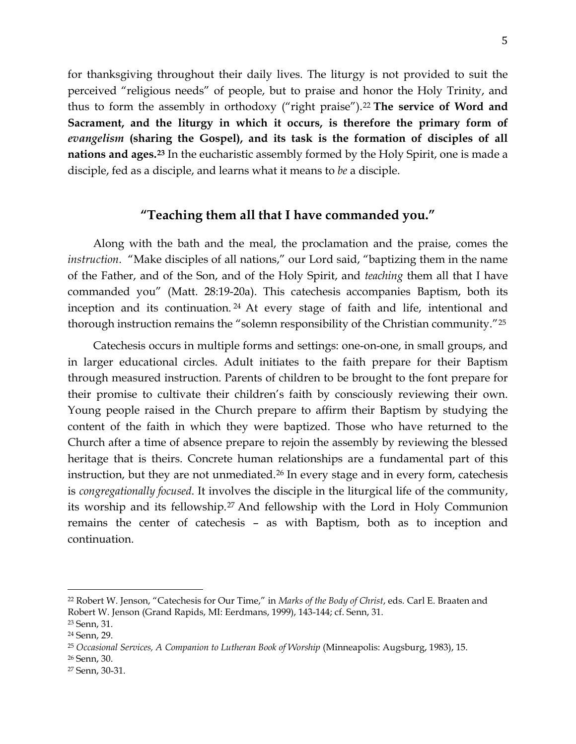for thanksgiving throughout their daily lives. The liturgy is not provided to suit the perceived "religious needs" of people, but to praise and honor the Holy Trinity, and thus to form the assembly in orthodoxy ("right praise").[22] **The service of Word and Sacrament, and the liturgy in which it occurs, is therefore the primary form of *evangelism* (sharing the Gospel), and its task is the formation of disciples of all nations and ages.[23]** In the eucharistic assembly formed by the Holy Spirit, one is made a disciple, fed as a disciple, and learns what it means to *be* a disciple.

## "Teaching them all that I have commanded you."

Along with the bath and the meal, the proclamation and the praise, comes the *instruction*. "Make disciples of all nations," our Lord said, "baptizing them in the name of the Father, and of the Son, and of the Holy Spirit, and *teaching* them all that I have commanded you" (Matt. 28:19-20a). This catechesis accompanies Baptism, both its inception and its continuation.[24] At every stage of faith and life, intentional and thorough instruction remains the "solemn responsibility of the Christian community."[25]

Catechesis occurs in multiple forms and settings: one-on-one, in small groups, and in larger educational circles. Adult initiates to the faith prepare for their Baptism through measured instruction. Parents of children to be brought to the font prepare for their promise to cultivate their children's faith by consciously reviewing their own. Young people raised in the Church prepare to affirm their Baptism by studying the content of the faith in which they were baptized. Those who have returned to the Church after a time of absence prepare to rejoin the assembly by reviewing the blessed heritage that is theirs. Concrete human relationships are a fundamental part of this instruction, but they are not unmediated.[26] In every stage and in every form, catechesis is *congregationally focused*. It involves the disciple in the liturgical life of the community, its worship and its fellowship.[27] And fellowship with the Lord in Holy Communion remains the center of catechesis – as with Baptism, both as to inception and continuation.

---

[22] Robert W. Jenson, "Catechesis for Our Time," in *Marks of the Body of Christ*, eds. Carl E. Braaten and Robert W. Jenson (Grand Rapids, MI: Eerdmans, 1999), 143-144; cf. Senn, 31.

[23] Senn, 31.

[24] Senn, 29.

[25] *Occasional Services, A Companion to Lutheran Book of Worship* (Minneapolis: Augsburg, 1983), 15.

[26] Senn, 30.

[27] Senn, 30-31.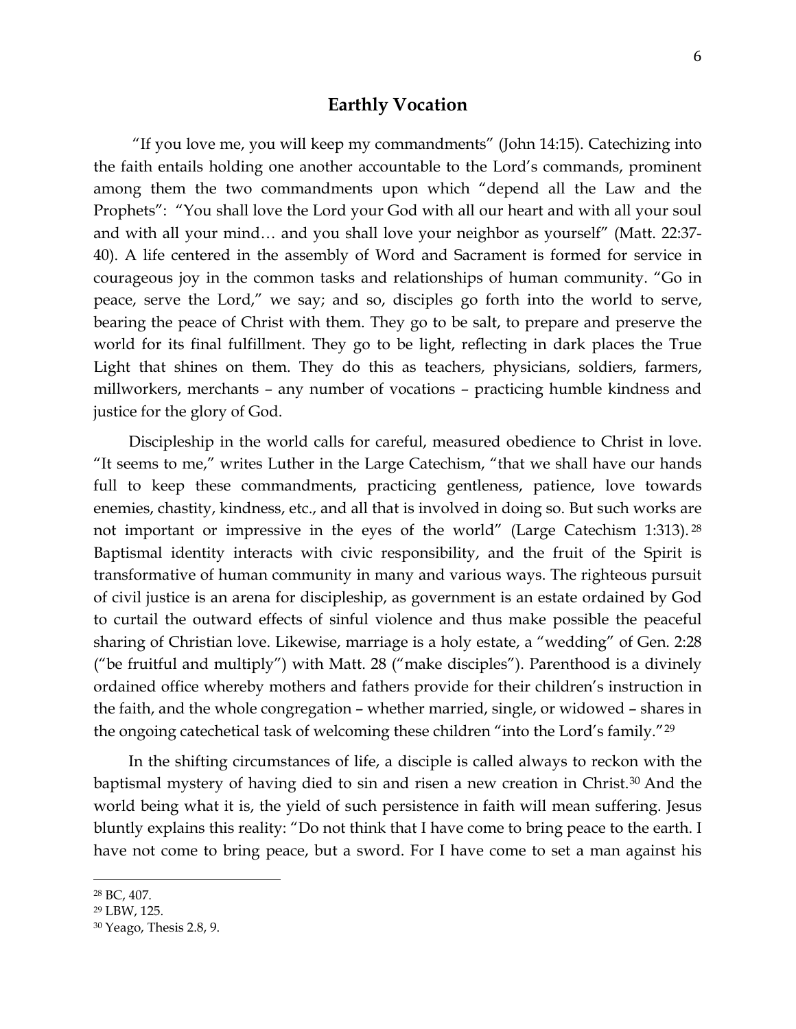## Earthly Vocation

"If you love me, you will keep my commandments" (John 14:15). Catechizing into the faith entails holding one another accountable to the Lord's commands, prominent among them the two commandments upon which "depend all the Law and the Prophets": "You shall love the Lord your God with all our heart and with all your soul and with all your mind… and you shall love your neighbor as yourself" (Matt. 22:37-40). A life centered in the assembly of Word and Sacrament is formed for service in courageous joy in the common tasks and relationships of human community. "Go in peace, serve the Lord," we say; and so, disciples go forth into the world to serve, bearing the peace of Christ with them. They go to be salt, to prepare and preserve the world for its final fulfillment. They go to be light, reflecting in dark places the True Light that shines on them. They do this as teachers, physicians, soldiers, farmers, millworkers, merchants – any number of vocations – practicing humble kindness and justice for the glory of God.

Discipleship in the world calls for careful, measured obedience to Christ in love. "It seems to me," writes Luther in the Large Catechism, "that we shall have our hands full to keep these commandments, practicing gentleness, patience, love towards enemies, chastity, kindness, etc., and all that is involved in doing so. But such works are not important or impressive in the eyes of the world" (Large Catechism 1:313).[28] Baptismal identity interacts with civic responsibility, and the fruit of the Spirit is transformative of human community in many and various ways. The righteous pursuit of civil justice is an arena for discipleship, as government is an estate ordained by God to curtail the outward effects of sinful violence and thus make possible the peaceful sharing of Christian love. Likewise, marriage is a holy estate, a "wedding" of Gen. 2:28 ("be fruitful and multiply") with Matt. 28 ("make disciples"). Parenthood is a divinely ordained office whereby mothers and fathers provide for their children's instruction in the faith, and the whole congregation – whether married, single, or widowed – shares in the ongoing catechetical task of welcoming these children "into the Lord's family."[29]

In the shifting circumstances of life, a disciple is called always to reckon with the baptismal mystery of having died to sin and risen a new creation in Christ.[30] And the world being what it is, the yield of such persistence in faith will mean suffering. Jesus bluntly explains this reality: "Do not think that I have come to bring peace to the earth. I have not come to bring peace, but a sword. For I have come to set a man against his

---

[28] BC, 407.

[29] LBW, 125.

[30] Yeago, Thesis 2.8, 9.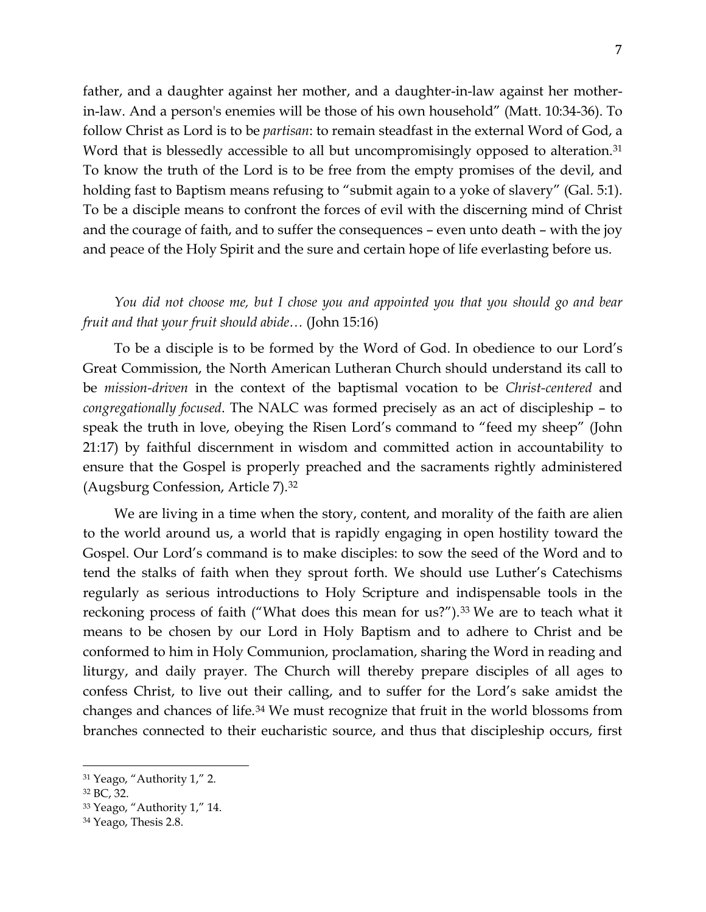father, and a daughter against her mother, and a daughter-in-law against her mother-in-law. And a person's enemies will be those of his own household" (Matt. 10:34-36). To follow Christ as Lord is to be *partisan*: to remain steadfast in the external Word of God, a Word that is blessedly accessible to all but uncompromisingly opposed to alteration.[31] To know the truth of the Lord is to be free from the empty promises of the devil, and holding fast to Baptism means refusing to "submit again to a yoke of slavery" (Gal. 5:1). To be a disciple means to confront the forces of evil with the discerning mind of Christ and the courage of faith, and to suffer the consequences – even unto death – with the joy and peace of the Holy Spirit and the sure and certain hope of life everlasting before us.

*You did not choose me, but I chose you and appointed you that you should go and bear fruit and that your fruit should abide…* (John 15:16)

To be a disciple is to be formed by the Word of God. In obedience to our Lord's Great Commission, the North American Lutheran Church should understand its call to be *mission-driven* in the context of the baptismal vocation to be *Christ-centered* and *congregationally focused*. The NALC was formed precisely as an act of discipleship – to speak the truth in love, obeying the Risen Lord's command to "feed my sheep" (John 21:17) by faithful discernment in wisdom and committed action in accountability to ensure that the Gospel is properly preached and the sacraments rightly administered (Augsburg Confession, Article 7).[32]

We are living in a time when the story, content, and morality of the faith are alien to the world around us, a world that is rapidly engaging in open hostility toward the Gospel. Our Lord's command is to make disciples: to sow the seed of the Word and to tend the stalks of faith when they sprout forth. We should use Luther's Catechisms regularly as serious introductions to Holy Scripture and indispensable tools in the reckoning process of faith ("What does this mean for us?").[33] We are to teach what it means to be chosen by our Lord in Holy Baptism and to adhere to Christ and be conformed to him in Holy Communion, proclamation, sharing the Word in reading and liturgy, and daily prayer. The Church will thereby prepare disciples of all ages to confess Christ, to live out their calling, and to suffer for the Lord's sake amidst the changes and chances of life.[34] We must recognize that fruit in the world blossoms from branches connected to their eucharistic source, and thus that discipleship occurs, first

---

[31] Yeago, "Authority 1," 2.

[32] BC, 32.

[33] Yeago, "Authority 1," 14.

[34] Yeago, Thesis 2.8.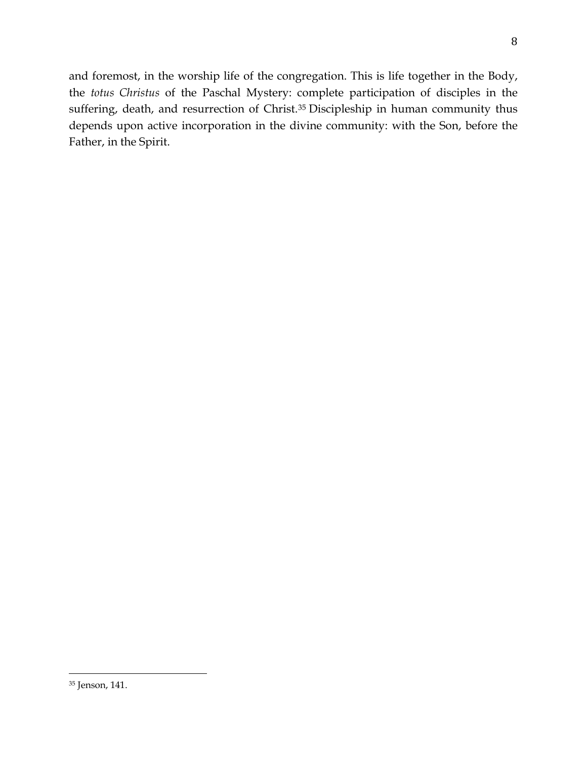and foremost, in the worship life of the congregation. This is life together in the Body, the *totus Christus* of the Paschal Mystery: complete participation of disciples in the suffering, death, and resurrection of Christ.[35] Discipleship in human community thus depends upon active incorporation in the divine community: with the Son, before the Father, in the Spirit.

[35] Jenson, 141.